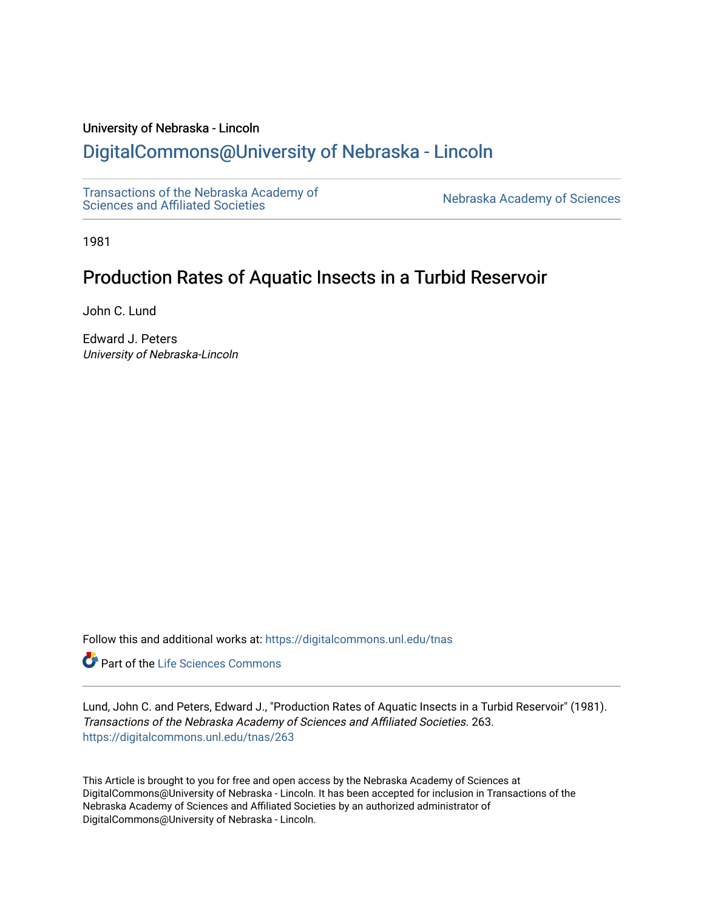University of Nebraska - Lincoln

# DigitalCommons@University of Nebraska - Lincoln

Transactions of the Nebraska Academy of Sciences and Affiliated Societies

Nebraska Academy of Sciences

1981

## Production Rates of Aquatic Insects in a Turbid Reservoir

John C. Lund

Edward J. Peters
*University of Nebraska-Lincoln*

Follow this and additional works at: https://digitalcommons.unl.edu/tnas

Part of the Life Sciences Commons

Lund, John C. and Peters, Edward J., "Production Rates of Aquatic Insects in a Turbid Reservoir" (1981). *Transactions of the Nebraska Academy of Sciences and Affiliated Societies*. 263.
https://digitalcommons.unl.edu/tnas/263

This Article is brought to you for free and open access by the Nebraska Academy of Sciences at DigitalCommons@University of Nebraska - Lincoln. It has been accepted for inclusion in Transactions of the Nebraska Academy of Sciences and Affiliated Societies by an authorized administrator of DigitalCommons@University of Nebraska - Lincoln.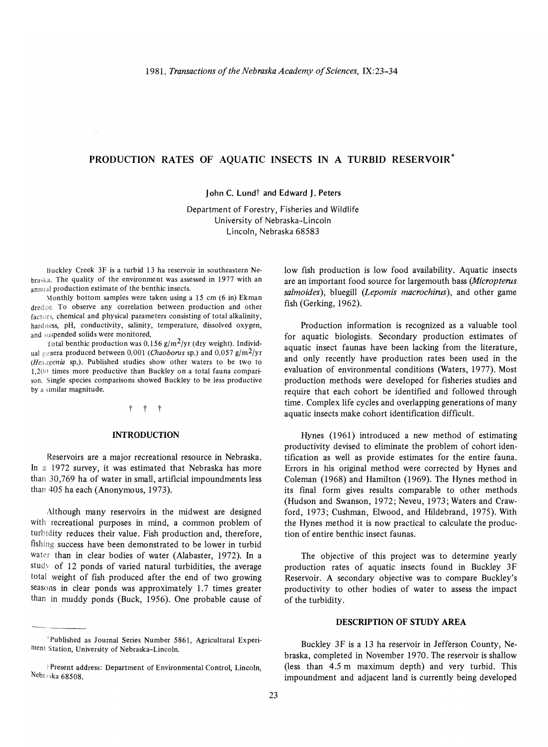# PRODUCTION RATES OF AQUATIC INSECTS IN A TURBID RESERVOIR*

**John C. Lundt† and Edward J. Peters**

Department of Forestry, Fisheries and Wildlife
University of Nebraska-Lincoln
Lincoln, Nebraska 68583

Buckley Creek 3F is a turbid 13 ha reservoir in southeastern Nebraska. The quality of the environment was assessed in 1977 with an annual production estimate of the benthic insects.

Monthly bottom samples were taken using a 15 cm (6 in) Ekman dredge. To observe any correlation between production and other factors, chemical and physical parameters consisting of total alkalinity, hardness, pH, conductivity, salinity, temperature, dissolved oxygen, and suspended solids were monitored.

Total benthic production was 0.156 g/m$^2$/yr (dry weight). Individual genera produced between 0.001 (*Chaoborus* sp.) and 0.057 g/m$^2$/yr (*Hexagenia* sp.). Published studies show other waters to be two to 1,200 times more productive than Buckley on a total fauna comparison. Single species comparisons showed Buckley to be less productive by a similar magnitude.

† † †

## INTRODUCTION

Reservoirs are a major recreational resource in Nebraska. In a 1972 survey, it was estimated that Nebraska has more than 30,769 ha of water in small, artificial impoundments less than 405 ha each (Anonymous, 1973).

Although many reservoirs in the midwest are designed with recreational purposes in mind, a common problem of turbidity reduces their value. Fish production and, therefore, fishing success have been demonstrated to be lower in turbid water than in clear bodies of water (Alabaster, 1972). In a study of 12 ponds of varied natural turbidities, the average total weight of fish produced after the end of two growing seasons in clear ponds was approximately 1.7 times greater than in muddy ponds (Buck, 1956). One probable cause of low fish production is low food availability. Aquatic insects are an important food source for largemouth bass (*Micropterus salmoides*), bluegill (*Lepomis macrochirus*), and other game fish (Gerking, 1962).

Production information is recognized as a valuable tool for aquatic biologists. Secondary production estimates of aquatic insect faunas have been lacking from the literature, and only recently have production rates been used in the evaluation of environmental conditions (Waters, 1977). Most production methods were developed for fisheries studies and require that each cohort be identified and followed through time. Complex life cycles and overlapping generations of many aquatic insects make cohort identification difficult.

Hynes (1961) introduced a new method of estimating productivity devised to eliminate the problem of cohort identification as well as provide estimates for the entire fauna. Errors in his original method were corrected by Hynes and Coleman (1968) and Hamilton (1969). The Hynes method in its final form gives results comparable to other methods (Hudson and Swanson, 1972; Neveu, 1973; Waters and Crawford, 1973; Cushman, Elwood, and Hildebrand, 1975). With the Hynes method it is now practical to calculate the production of entire benthic insect faunas.

The objective of this project was to determine yearly production rates of aquatic insects found in Buckley 3F Reservoir. A secondary objective was to compare Buckley's productivity to other bodies of water to assess the impact of the turbidity.

## DESCRIPTION OF STUDY AREA

Buckley 3F is a 13 ha reservoir in Jefferson County, Nebraska, completed in November 1970. The reservoir is shallow (less than 4.5 m maximum depth) and very turbid. This impoundment and adjacent land is currently being developed

*Published as Journal Series Number 5861, Agricultural Experiment Station, University of Nebraska-Lincoln.

†Present address: Department of Environmental Control, Lincoln, Nebraska 68508.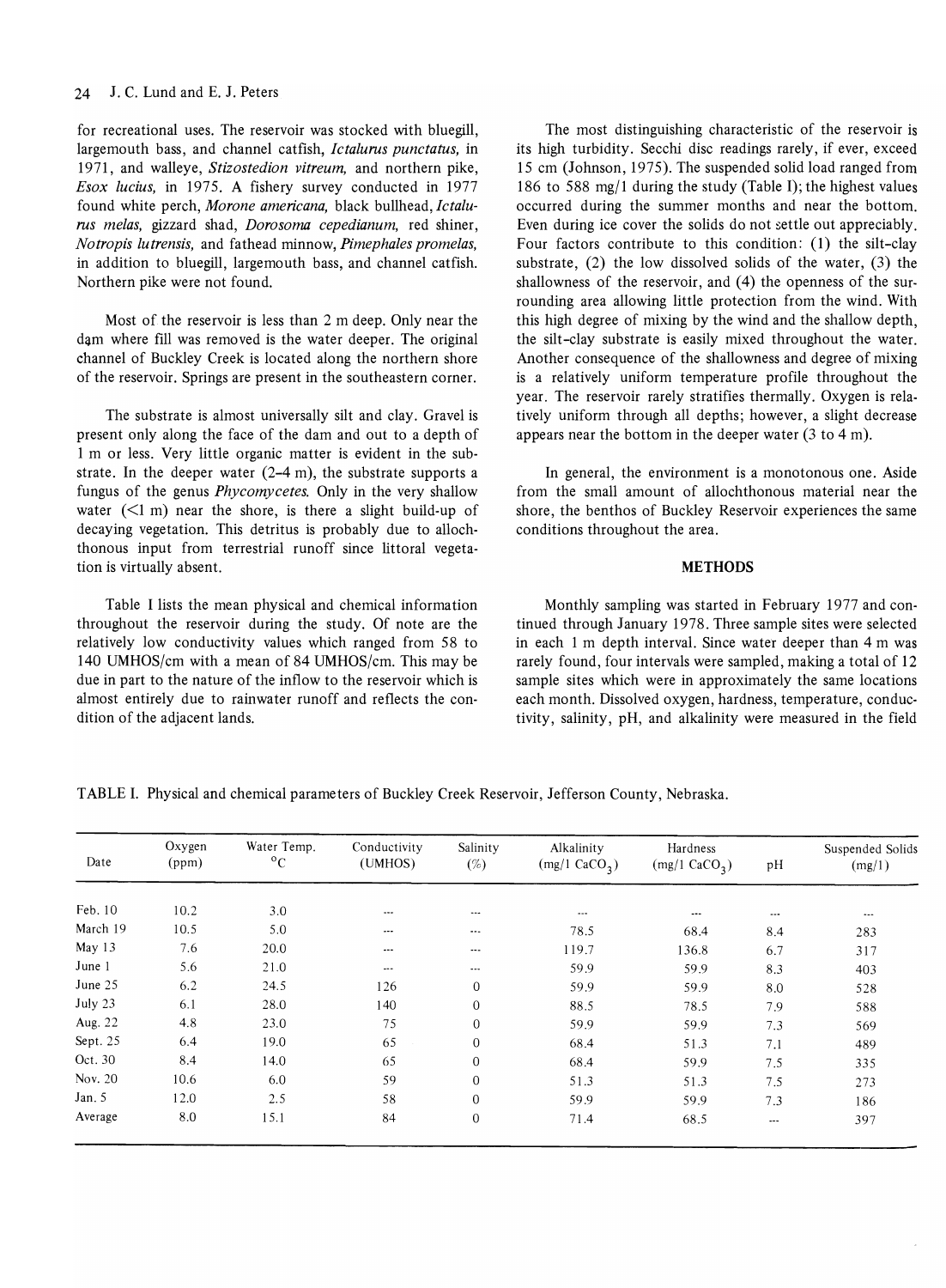for recreational uses. The reservoir was stocked with bluegill, largemouth bass, and channel catfish, *Ictalurus punctatus,* in 1971, and walleye, *Stizostedion vitreum,* and northern pike, *Esox lucius,* in 1975. A fishery survey conducted in 1977 found white perch, *Morone americana,* black bullhead, *Ictalurus melas,* gizzard shad, *Dorosoma cepedianum,* red shiner, *Notropis lutrensis,* and fathead minnow, *Pimephales promelas,* in addition to bluegill, largemouth bass, and channel catfish. Northern pike were not found.

Most of the reservoir is less than 2 m deep. Only near the dam where fill was removed is the water deeper. The original channel of Buckley Creek is located along the northern shore of the reservoir. Springs are present in the southeastern corner.

The substrate is almost universally silt and clay. Gravel is present only along the face of the dam and out to a depth of 1 m or less. Very little organic matter is evident in the substrate. In the deeper water (2–4 m), the substrate supports a fungus of the genus *Phycomycetes.* Only in the very shallow water (<1 m) near the shore, is there a slight build-up of decaying vegetation. This detritus is probably due to allochthonous input from terrestrial runoff since littoral vegetation is virtually absent.

Table I lists the mean physical and chemical information throughout the reservoir during the study. Of note are the relatively low conductivity values which ranged from 58 to 140 UMHOS/cm with a mean of 84 UMHOS/cm. This may be due in part to the nature of the inflow to the reservoir which is almost entirely due to rainwater runoff and reflects the condition of the adjacent lands.

The most distinguishing characteristic of the reservoir is its high turbidity. Secchi disc readings rarely, if ever, exceed 15 cm (Johnson, 1975). The suspended solid load ranged from 186 to 588 mg/l during the study (Table I); the highest values occurred during the summer months and near the bottom. Even during ice cover the solids do not settle out appreciably. Four factors contribute to this condition: (1) the silt-clay substrate, (2) the low dissolved solids of the water, (3) the shallowness of the reservoir, and (4) the openness of the surrounding area allowing little protection from the wind. With this high degree of mixing by the wind and the shallow depth, the silt-clay substrate is easily mixed throughout the water. Another consequence of the shallowness and degree of mixing is a relatively uniform temperature profile throughout the year. The reservoir rarely stratifies thermally. Oxygen is relatively uniform through all depths; however, a slight decrease appears near the bottom in the deeper water (3 to 4 m).

In general, the environment is a monotonous one. Aside from the small amount of allochthonous material near the shore, the benthos of Buckley Reservoir experiences the same conditions throughout the area.

## METHODS

Monthly sampling was started in February 1977 and continued through January 1978. Three sample sites were selected in each 1 m depth interval. Since water deeper than 4 m was rarely found, four intervals were sampled, making a total of 12 sample sites which were in approximately the same locations each month. Dissolved oxygen, hardness, temperature, conductivity, salinity, pH, and alkalinity were measured in the field

TABLE I. Physical and chemical parameters of Buckley Creek Reservoir, Jefferson County, Nebraska.

| Date | Oxygen (ppm) | Water Temp. °C | Conductivity (UMHOS) | Salinity (%) | Alkalinity (mg/l $CaCO_3$) | Hardness (mg/l $CaCO_3$) | pH | Suspended Solids (mg/l) |
|---|---|---|---|---|---|---|---|---|
| Feb. 10 | 10.2 | 3.0 | --- | --- | --- | --- | --- | --- |
| March 19 | 10.5 | 5.0 | --- | --- | 78.5 | 68.4 | 8.4 | 283 |
| May 13 | 7.6 | 20.0 | --- | --- | 119.7 | 136.8 | 6.7 | 317 |
| June 1 | 5.6 | 21.0 | --- | --- | 59.9 | 59.9 | 8.3 | 403 |
| June 25 | 6.2 | 24.5 | 126 | 0 | 59.9 | 59.9 | 8.0 | 528 |
| July 23 | 6.1 | 28.0 | 140 | 0 | 88.5 | 78.5 | 7.9 | 588 |
| Aug. 22 | 4.8 | 23.0 | 75 | 0 | 59.9 | 59.9 | 7.3 | 569 |
| Sept. 25 | 6.4 | 19.0 | 65 | 0 | 68.4 | 51.3 | 7.1 | 489 |
| Oct. 30 | 8.4 | 14.0 | 65 | 0 | 68.4 | 59.9 | 7.5 | 335 |
| Nov. 20 | 10.6 | 6.0 | 59 | 0 | 51.3 | 51.3 | 7.5 | 273 |
| Jan. 5 | 12.0 | 2.5 | 58 | 0 | 59.9 | 59.9 | 7.3 | 186 |
| Average | 8.0 | 15.1 | 84 | 0 | 71.4 | 68.5 | --- | 397 |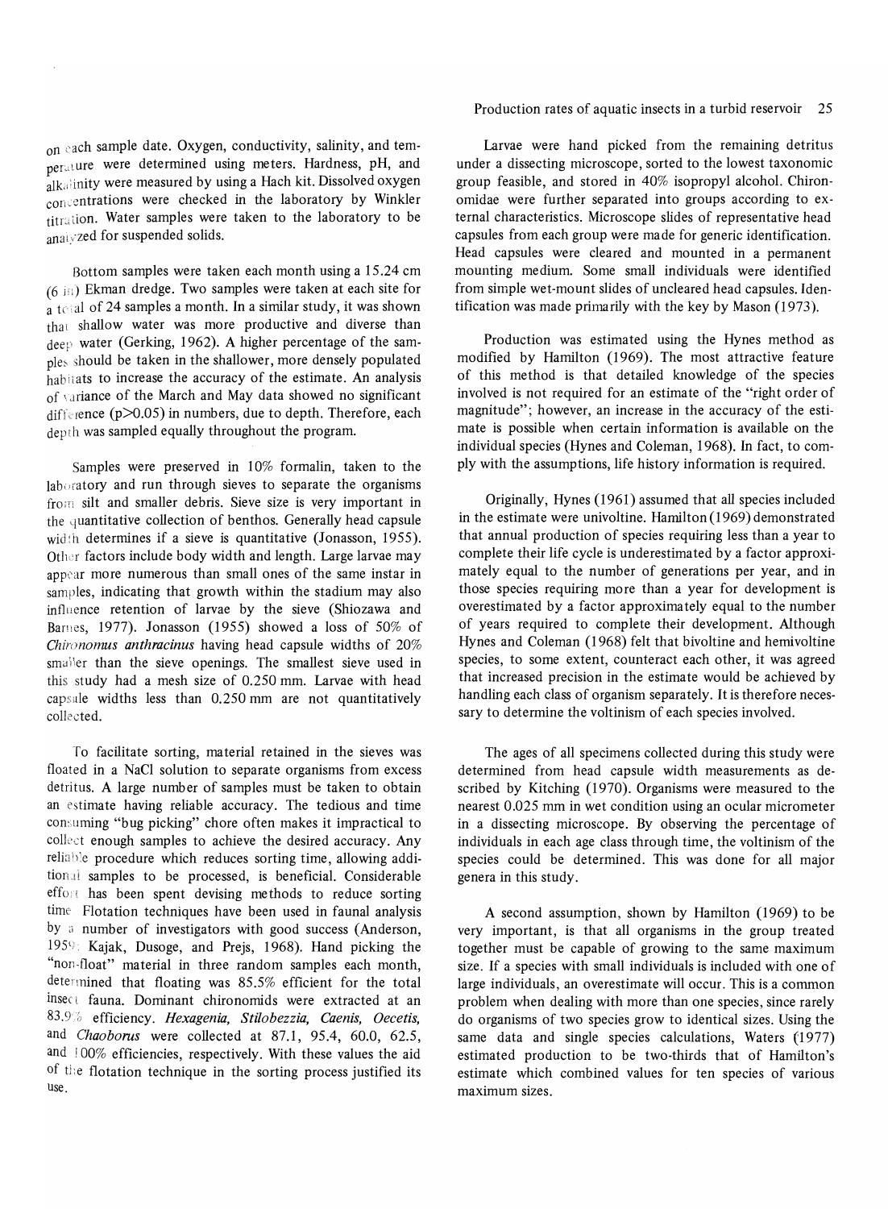on each sample date. Oxygen, conductivity, salinity, and temperature were determined using meters. Hardness, pH, and alkalinity were measured by using a Hach kit. Dissolved oxygen concentrations were checked in the laboratory by Winkler titration. Water samples were taken to the laboratory to be analyzed for suspended solids.

Bottom samples were taken each month using a 15.24 cm (6 in) Ekman dredge. Two samples were taken at each site for a total of 24 samples a month. In a similar study, it was shown that shallow water was more productive and diverse than deep water (Gerking, 1962). A higher percentage of the samples should be taken in the shallower, more densely populated habitats to increase the accuracy of the estimate. An analysis of variance of the March and May data showed no significant difference ($p > 0.05$) in numbers, due to depth. Therefore, each depth was sampled equally throughout the program.

Samples were preserved in 10% formalin, taken to the laboratory and run through sieves to separate the organisms from silt and smaller debris. Sieve size is very important in the quantitative collection of benthos. Generally head capsule width determines if a sieve is quantitative (Jonasson, 1955). Other factors include body width and length. Large larvae may appear more numerous than small ones of the same instar in samples, indicating that growth within the stadium may also influence retention of larvae by the sieve (Shiozawa and Barnes, 1977). Jonasson (1955) showed a loss of 50% of *Chironomus anthracinus* having head capsule widths of 20% smaller than the sieve openings. The smallest sieve used in this study had a mesh size of 0.250 mm. Larvae with head capsule widths less than 0.250 mm are not quantitatively collected.

To facilitate sorting, material retained in the sieves was floated in a NaCl solution to separate organisms from excess detritus. A large number of samples must be taken to obtain an estimate having reliable accuracy. The tedious and time consuming "bug picking" chore often makes it impractical to collect enough samples to achieve the desired accuracy. Any reliable procedure which reduces sorting time, allowing additional samples to be processed, is beneficial. Considerable effort has been spent devising methods to reduce sorting time. Flotation techniques have been used in faunal analysis by a number of investigators with good success (Anderson, 1959; Kajak, Dusoge, and Prejs, 1968). Hand picking the "non-float" material in three random samples each month, determined that floating was 85.5% efficient for the total insect fauna. Dominant chironomids were extracted at an 83.9% efficiency. *Hexagenia, Stilobezzia, Caenis, Oecetis,* and *Chaoborus* were collected at 87.1, 95.4, 60.0, 62.5, and 100% efficiencies, respectively. With these values the aid of the flotation technique in the sorting process justified its use.

Larvae were hand picked from the remaining detritus under a dissecting microscope, sorted to the lowest taxonomic group feasible, and stored in 40% isopropyl alcohol. Chironomidae were further separated into groups according to external characteristics. Microscope slides of representative head capsules from each group were made for generic identification. Head capsules were cleared and mounted in a permanent mounting medium. Some small individuals were identified from simple wet-mount slides of uncleared head capsules. Identification was made primarily with the key by Mason (1973).

Production was estimated using the Hynes method as modified by Hamilton (1969). The most attractive feature of this method is that detailed knowledge of the species involved is not required for an estimate of the "right order of magnitude"; however, an increase in the accuracy of the estimate is possible when certain information is available on the individual species (Hynes and Coleman, 1968). In fact, to comply with the assumptions, life history information is required.

Originally, Hynes (1961) assumed that all species included in the estimate were univoltine. Hamilton (1969) demonstrated that annual production of species requiring less than a year to complete their life cycle is underestimated by a factor approximately equal to the number of generations per year, and in those species requiring more than a year for development is overestimated by a factor approximately equal to the number of years required to complete their development. Although Hynes and Coleman (1968) felt that bivoltine and hemivoltine species, to some extent, counteract each other, it was agreed that increased precision in the estimate would be achieved by handling each class of organism separately. It is therefore necessary to determine the voltinism of each species involved.

The ages of all specimens collected during this study were determined from head capsule width measurements as described by Kitching (1970). Organisms were measured to the nearest 0.025 mm in wet condition using an ocular micrometer in a dissecting microscope. By observing the percentage of individuals in each age class through time, the voltinism of the species could be determined. This was done for all major genera in this study.

A second assumption, shown by Hamilton (1969) to be very important, is that all organisms in the group treated together must be capable of growing to the same maximum size. If a species with small individuals is included with one of large individuals, an overestimate will occur. This is a common problem when dealing with more than one species, since rarely do organisms of two species grow to identical sizes. Using the same data and single species calculations, Waters (1977) estimated production to be two-thirds that of Hamilton's estimate which combined values for ten species of various maximum sizes.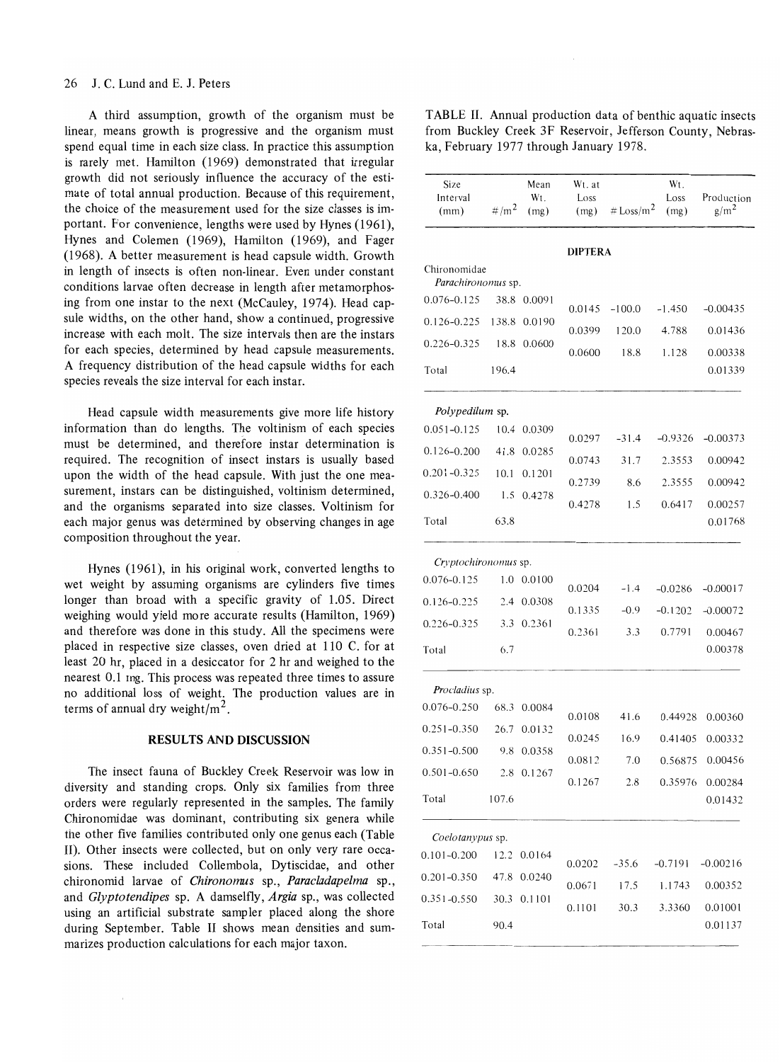A third assumption, growth of the organism must be linear, means growth is progressive and the organism must spend equal time in each size class. In practice this assumption is rarely met. Hamilton (1969) demonstrated that irregular growth did not seriously influence the accuracy of the estimate of total annual production. Because of this requirement, the choice of the measurement used for the size classes is important. For convenience, lengths were used by Hynes (1961), Hynes and Colemen (1969), Hamilton (1969), and Fager (1968). A better measurement is head capsule width. Growth in length of insects is often non-linear. Even under constant conditions larvae often decrease in length after metamorphosing from one instar to the next (McCauley, 1974). Head capsule widths, on the other hand, show a continued, progressive increase with each molt. The size intervals then are the instars for each species, determined by head capsule measurements. A frequency distribution of the head capsule widths for each species reveals the size interval for each instar.

Head capsule width measurements give more life history information than do lengths. The voltinism of each species must be determined, and therefore instar determination is required. The recognition of insect instars is usually based upon the width of the head capsule. With just the one measurement, instars can be distinguished, voltinism determined, and the organisms separated into size classes. Voltinism for each major genus was determined by observing changes in age composition throughout the year.

Hynes (1961), in his original work, converted lengths to wet weight by assuming organisms are cylinders five times longer than broad with a specific gravity of 1.05. Direct weighing would yield more accurate results (Hamilton, 1969) and therefore was done in this study. All the specimens were placed in respective size classes, oven dried at 110 C. for at least 20 hr, placed in a desiccator for 2 hr and weighed to the nearest 0.1 mg. This process was repeated three times to assure no additional loss of weight. The production values are in terms of annual dry weight/m$^2$.

## RESULTS AND DISCUSSION

The insect fauna of Buckley Creek Reservoir was low in diversity and standing crops. Only six families from three orders were regularly represented in the samples. The family Chironomidae was dominant, contributing six genera while the other five families contributed only one genus each (Table II). Other insects were collected, but on only very rare occasions. These included Collembola, Dytiscidae, and other chironomid larvae of *Chironomus* sp., *Paracladapelma* sp., and *Glyptotendipes* sp. A damselfly, *Argia* sp., was collected using an artificial substrate sampler placed along the shore during September. Table II shows mean densities and summarizes production calculations for each major taxon.

TABLE II. Annual production data of benthic aquatic insects from Buckley Creek 3F Reservoir, Jefferson County, Nebraska, February 1977 through January 1978.

| Size Interval (mm) | #/m$^2$ | Mean Wt. (mg) | Wt. at Loss (mg) | # Loss/m$^2$ | Wt. Loss (mg) | Production g/m$^2$ |
|---|---|---|---|---|---|---|
| **DIPTERA** | | | | | | |
| Chironomidae | | | | | | |
| *Parachironomus* sp. | | | | | | |
| 0.076-0.125 | 38.8 | 0.0091 | | | | |
| | | | 0.0145 | -100.0 | -1.450 | -0.00435 |
| 0.126-0.225 | 138.8 | 0.0190 | | | | |
| | | | 0.0399 | 120.0 | 4.788 | 0.01436 |
| 0.226-0.325 | 18.8 | 0.0600 | | | | |
| | | | 0.0600 | 18.8 | 1.128 | 0.00338 |
| Total | 196.4 | | | | | 0.01339 |
| *Polypedilum* sp. | | | | | | |
| 0.051-0.125 | 10.4 | 0.0309 | | | | |
| | | | 0.0297 | -31.4 | -0.9326 | -0.00373 |
| 0.126-0.200 | 41.8 | 0.0285 | | | | |
| | | | 0.0743 | 31.7 | 2.3553 | 0.00942 |
| 0.201-0.325 | 10.1 | 0.1201 | | | | |
| | | | 0.2739 | 8.6 | 2.3555 | 0.00942 |
| 0.326-0.400 | 1.5 | 0.4278 | | | | |
| | | | 0.4278 | 1.5 | 0.6417 | 0.00257 |
| Total | 63.8 | | | | | 0.01768 |
| *Cryptochironomus* sp. | | | | | | |
| 0.076-0.125 | 1.0 | 0.0100 | | | | |
| | | | 0.0204 | -1.4 | -0.0286 | -0.00017 |
| 0.126-0.225 | 2.4 | 0.0308 | | | | |
| | | | 0.1335 | -0.9 | -0.1202 | -0.00072 |
| 0.226-0.325 | 3.3 | 0.2361 | | | | |
| | | | 0.2361 | 3.3 | 0.7791 | 0.00467 |
| Total | 6.7 | | | | | 0.00378 |
| *Procladius* sp. | | | | | | |
| 0.076-0.250 | 68.3 | 0.0084 | | | | |
| | | | 0.0108 | 41.6 | 0.44928 | 0.00360 |
| 0.251-0.350 | 26.7 | 0.0132 | | | | |
| | | | 0.0245 | 16.9 | 0.41405 | 0.00332 |
| 0.351-0.500 | 9.8 | 0.0358 | | | | |
| | | | 0.0812 | 7.0 | 0.56875 | 0.00456 |
| 0.501-0.650 | 2.8 | 0.1267 | | | | |
| | | | 0.1267 | 2.8 | 0.35976 | 0.00284 |
| Total | 107.6 | | | | | 0.01432 |
| *Coelotanypus* sp. | | | | | | |
| 0.101-0.200 | 12.2 | 0.0164 | | | | |
| | | | 0.0202 | -35.6 | -0.7191 | -0.00216 |
| 0.201-0.350 | 47.8 | 0.0240 | | | | |
| | | | 0.0671 | 17.5 | 1.1743 | 0.00352 |
| 0.351-0.550 | 30.3 | 0.1101 | | | | |
| | | | 0.1101 | 30.3 | 3.3360 | 0.01001 |
| Total | 90.4 | | | | | 0.01137 |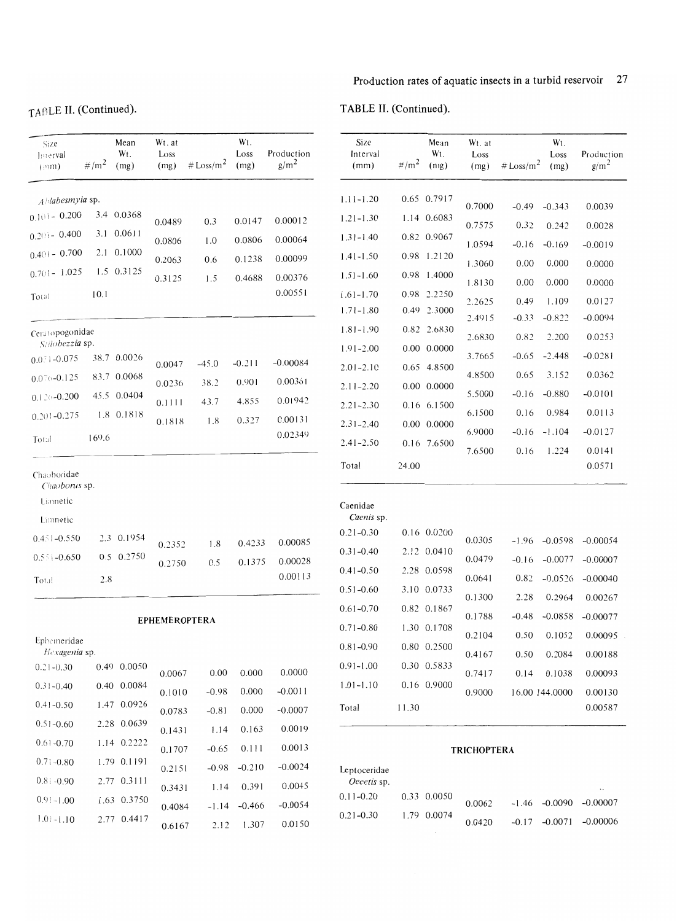TABLE II. (Continued).

| Size Interval (mm) | #/m² | Mean Wt. (mg) | Wt. at Loss (mg) | # Loss/m² | Wt. Loss (mg) | Production g/m² |
|---|---|---|---|---|---|---|
| *Ablabesmyia* sp. | | | | | | |
| 0.101 - 0.200 | 3.4 | 0.0368 | 0.0489 | 0.3 | 0.0147 | 0.00012 |
| 0.201 - 0.400 | 3.1 | 0.0611 | 0.0806 | 1.0 | 0.0806 | 0.00064 |
| 0.401 - 0.700 | 2.1 | 0.1000 | 0.2063 | 0.6 | 0.1238 | 0.00099 |
| 0.701 - 1.025 | 1.5 | 0.3125 | 0.3125 | 1.5 | 0.4688 | 0.00376 |
| Total | 10.1 | | | | | 0.00551 |
| Ceratopogonidae *Stilobezzia* sp. | | | | | | |
| 0.051-0.075 | 38.7 | 0.0026 | 0.0047 | -45.0 | -0.211 | -0.00084 |
| 0.076-0.125 | 83.7 | 0.0068 | 0.0236 | 38.2 | 0.901 | 0.00361 |
| 0.126-0.200 | 45.5 | 0.0404 | 0.1111 | 43.7 | 4.855 | 0.01942 |
| 0.201-0.275 | 1.8 | 0.1818 | 0.1818 | 1.8 | 0.327 | 0.00131 |
| Total | 169.6 | | | | | 0.02349 |
| Chaoboridae *Chaoborus* sp. | | | | | | |
| Limnetic | | | | | | |
| Limnetic | | | | | | |
| 0.451-0.550 | 2.3 | 0.1954 | 0.2352 | 1.8 | 0.4233 | 0.00085 |
| 0.551-0.650 | 0.5 | 0.2750 | 0.2750 | 0.5 | 0.1375 | 0.00028 |
| Total | 2.8 | | | | | 0.00113 |
| **EPHEMEROPTERA** | | | | | | |
| Ephemeridae *Hexagenia* sp. | | | | | | |
| 0.21-0.30 | 0.49 | 0.0050 | 0.0067 | 0.00 | 0.000 | 0.0000 |
| 0.31-0.40 | 0.40 | 0.0084 | 0.1010 | -0.98 | 0.000 | -0.0011 |
| 0.41-0.50 | 1.47 | 0.0926 | 0.0783 | -0.81 | 0.000 | -0.0007 |
| 0.51-0.60 | 2.28 | 0.0639 | 0.1431 | 1.14 | 0.163 | 0.0019 |
| 0.61-0.70 | 1.14 | 0.2222 | 0.1707 | -0.65 | 0.111 | 0.0013 |
| 0.71-0.80 | 1.79 | 0.1191 | 0.2151 | -0.98 | -0.210 | -0.0024 |
| 0.81-0.90 | 2.77 | 0.3111 | 0.3431 | 1.14 | 0.391 | 0.0045 |
| 0.91-1.00 | 1.63 | 0.3750 | 0.4084 | -1.14 | -0.466 | -0.0054 |
| 1.01-1.10 | 2.77 | 0.4417 | 0.6167 | 2.12 | 1.307 | 0.0150 |
| 1.11-1.20 | 0.65 | 0.7917 | 0.7000 | -0.49 | -0.343 | 0.0039 |
| 1.21-1.30 | 1.14 | 0.6083 | 0.7575 | 0.32 | 0.242 | 0.0028 |
| 1.31-1.40 | 0.82 | 0.9067 | 1.0594 | -0.16 | -0.169 | -0.0019 |
| 1.41-1.50 | 0.98 | 1.2120 | 1.3060 | 0.00 | 0.000 | 0.0000 |
| 1.51-1.60 | 0.98 | 1.4000 | 1.8130 | 0.00 | 0.000 | 0.0000 |
| 1.61-1.70 | 0.98 | 2.2250 | 2.2625 | 0.49 | 1.109 | 0.0127 |
| 1.71-1.80 | 0.49 | 2.3000 | 2.4915 | -0.33 | -0.822 | -0.0094 |
| 1.81-1.90 | 0.82 | 2.6830 | 2.6830 | 0.82 | 2.200 | 0.0253 |
| 1.91-2.00 | 0.00 | 0.0000 | 3.7665 | -0.65 | -2.448 | -0.0281 |
| 2.01-2.10 | 0.65 | 4.8500 | 4.8500 | 0.65 | 3.152 | 0.0362 |
| 2.11-2.20 | 0.00 | 0.0000 | 5.5000 | -0.16 | -0.880 | -0.0101 |
| 2.21-2.30 | 0.16 | 6.1500 | 6.1500 | 0.16 | 0.984 | 0.0113 |
| 2.31-2.40 | 0.00 | 0.0000 | 6.9000 | -0.16 | -1.104 | -0.0127 |
| 2.41-2.50 | 0.16 | 7.6500 | 7.6500 | 0.16 | 1.224 | 0.0141 |
| Total | 24.00 | | | | | 0.0571 |
| Caenidae *Caenis* sp. | | | | | | |
| 0.21-0.30 | 0.16 | 0.0200 | 0.0305 | -1.96 | -0.0598 | -0.00054 |
| 0.31-0.40 | 2.12 | 0.0410 | 0.0479 | -0.16 | -0.0077 | -0.00007 |
| 0.41-0.50 | 2.28 | 0.0598 | 0.0641 | 0.82 | -0.0526 | -0.00040 |
| 0.51-0.60 | 3.10 | 0.0733 | 0.1300 | 2.28 | 0.2964 | 0.00267 |
| 0.61-0.70 | 0.82 | 0.1867 | 0.1788 | -0.48 | -0.0858 | -0.00077 |
| 0.71-0.80 | 1.30 | 0.1708 | 0.2104 | 0.50 | 0.1052 | 0.00095 |
| 0.81-0.90 | 0.80 | 0.2500 | 0.4167 | 0.50 | 0.2084 | 0.00188 |
| 0.91-1.00 | 0.30 | 0.5833 | 0.7417 | 0.14 | 0.1038 | 0.00093 |
| 1.01-1.10 | 0.16 | 0.9000 | 0.9000 | 16.00 | 144.0000 | 0.00130 |
| Total | 11.30 | | | | | 0.00587 |
| **TRICHOPTERA** | | | | | | |
| Leptoceridae *Oecetis* sp. | | | | | | |
| 0.11-0.20 | 0.33 | 0.0050 | 0.0062 | -1.46 | -0.0090 | -0.00007 |
| 0.21-0.30 | 1.79 | 0.0074 | 0.0420 | -0.17 | -0.0071 | -0.00006 |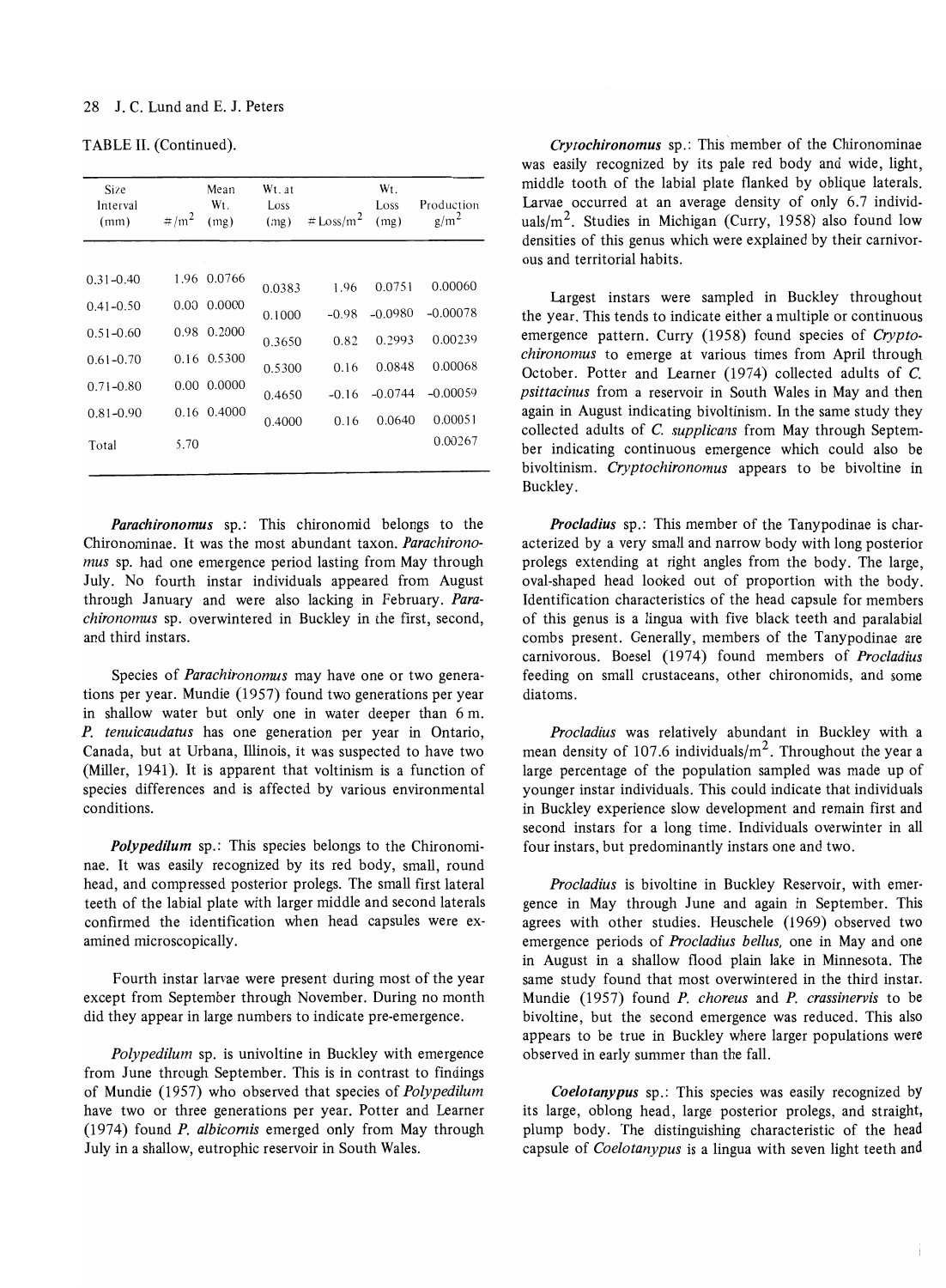TABLE II. (Continued).

| Size Interval (mm) | #/m$^2$ | Mean Wt. (mg) | Wt. at Loss (mg) | #Loss/m$^2$ | Wt. Loss (mg) | Production g/m$^2$ |
|---|---|---|---|---|---|---|
| 0.31-0.40 | 1.96 | 0.0766 | | | | |
| | | | 0.0383 | 1.96 | 0.0751 | 0.00060 |
| 0.41-0.50 | 0.00 | 0.0000 | | | | |
| | | | 0.1000 | -0.98 | -0.0980 | -0.00078 |
| 0.51-0.60 | 0.98 | 0.2000 | | | | |
| | | | 0.3650 | 0.82 | 0.2993 | 0.00239 |
| 0.61-0.70 | 0.16 | 0.5300 | | | | |
| | | | 0.5300 | 0.16 | 0.0848 | 0.00068 |
| 0.71-0.80 | 0.00 | 0.0000 | | | | |
| | | | 0.4650 | -0.16 | -0.0744 | -0.00059 |
| 0.81-0.90 | 0.16 | 0.4000 | | | | |
| | | | 0.4000 | 0.16 | 0.0640 | 0.00051 |
| Total | 5.70 | | | | | 0.00267 |

***Parachironomus*** **sp.**: This chironomid belongs to the Chironominae. It was the most abundant taxon. *Parachironomus* sp. had one emergence period lasting from May through July. No fourth instar individuals appeared from August through January and were also lacking in February. *Parachironomus* sp. overwintered in Buckley in the first, second, and third instars.

Species of *Parachironomus* may have one or two generations per year. Mundie (1957) found two generations per year in shallow water but only one in water deeper than 6 m. *P. tenuicaudatus* has one generation per year in Ontario, Canada, but at Urbana, Illinois, it was suspected to have two (Miller, 1941). It is apparent that voltinism is a function of species differences and is affected by various environmental conditions.

***Polypedilum*** **sp.**: This species belongs to the Chironominae. It was easily recognized by its red body, small, round head, and compressed posterior prolegs. The small first lateral teeth of the labial plate with larger middle and second laterals confirmed the identification when head capsules were examined microscopically.

Fourth instar larvae were present during most of the year except from September through November. During no month did they appear in large numbers to indicate pre-emergence.

*Polypedilum* sp. is univoltine in Buckley with emergence from June through September. This is in contrast to findings of Mundie (1957) who observed that species of *Polypedilum* have two or three generations per year. Potter and Learner (1974) found *P. albicornis* emerged only from May through July in a shallow, eutrophic reservoir in South Wales.

***Cryptochironomus*** **sp.**: This member of the Chironominae was easily recognized by its pale red body and wide, light, middle tooth of the labial plate flanked by oblique laterals. Larvae occurred at an average density of only 6.7 individuals/m$^2$. Studies in Michigan (Curry, 1958) also found low densities of this genus which were explained by their carnivorous and territorial habits.

Largest instars were sampled in Buckley throughout the year. This tends to indicate either a multiple or continuous emergence pattern. Curry (1958) found species of *Cryptochironomus* to emerge at various times from April through October. Potter and Learner (1974) collected adults of *C. psittacinus* from a reservoir in South Wales in May and then again in August indicating bivoltinism. In the same study they collected adults of *C. supplicans* from May through September indicating continuous emergence which could also be bivoltinism. *Cryptochironomus* appears to be bivoltine in Buckley.

***Procladius*** **sp.**: This member of the Tanypodinae is characterized by a very small and narrow body with long posterior prolegs extending at right angles from the body. The large, oval-shaped head looked out of proportion with the body. Identification characteristics of the head capsule for members of this genus is a lingua with five black teeth and paralabial combs present. Generally, members of the Tanypodinae are carnivorous. Boesel (1974) found members of *Procladius* feeding on small crustaceans, other chironomids, and some diatoms.

*Procladius* was relatively abundant in Buckley with a mean density of 107.6 individuals/m$^2$. Throughout the year a large percentage of the population sampled was made up of younger instar individuals. This could indicate that individuals in Buckley experience slow development and remain first and second instars for a long time. Individuals overwinter in all four instars, but predominantly instars one and two.

*Procladius* is bivoltine in Buckley Reservoir, with emergence in May through June and again in September. This agrees with other studies. Heuschele (1969) observed two emergence periods of *Procladius bellus,* one in May and one in August in a shallow flood plain lake in Minnesota. The same study found that most overwintered in the third instar. Mundie (1957) found *P. choreus* and *P. crassinervis* to be bivoltine, but the second emergence was reduced. This also appears to be true in Buckley where larger populations were observed in early summer than the fall.

***Coelotanypus*** **sp.**: This species was easily recognized by its large, oblong head, large posterior prolegs, and straight, plump body. The distinguishing characteristic of the head capsule of *Coelotanypus* is a lingua with seven light teeth and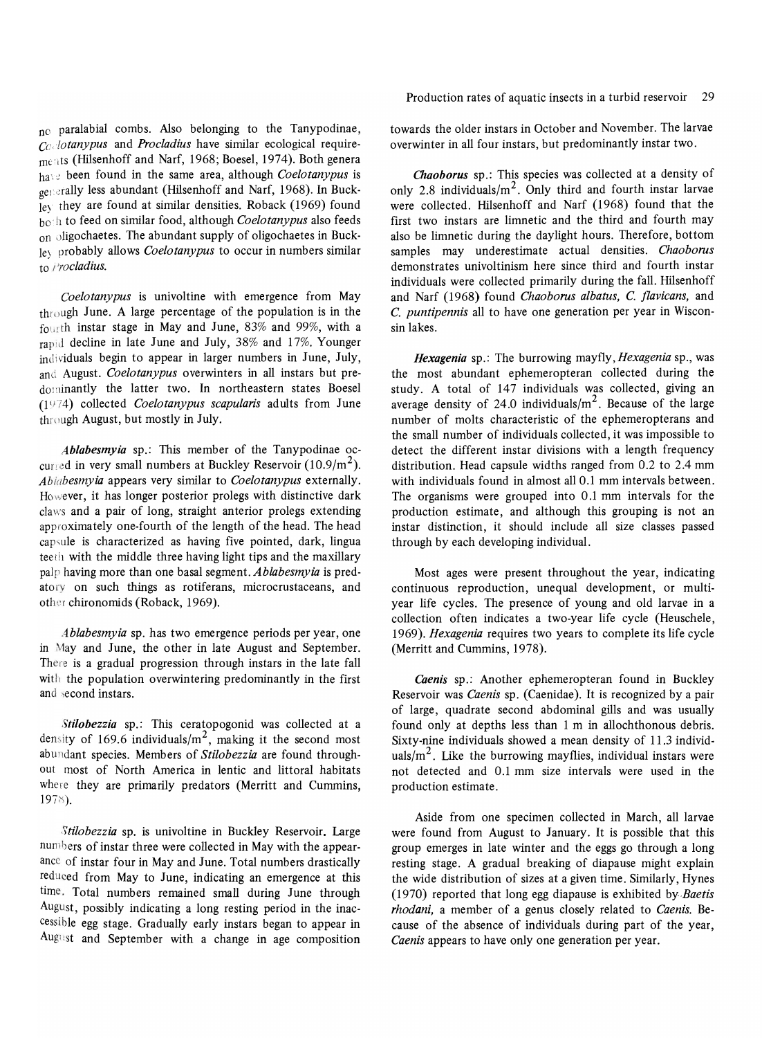no paralabial combs. Also belonging to the Tanypodinae, *Coelotanypus* and *Procladius* have similar ecological requirements (Hilsenhoff and Narf, 1968; Boesel, 1974). Both genera have been found in the same area, although *Coelotanypus* is generally less abundant (Hilsenhoff and Narf, 1968). In Buckley they are found at similar densities. Roback (1969) found both to feed on similar food, although *Coelotanypus* also feeds on oligochaetes. The abundant supply of oligochaetes in Buckley probably allows *Coelotanypus* to occur in numbers similar to *Procladius.*

*Coelotanypus* is univoltine with emergence from May through June. A large percentage of the population is in the fourth instar stage in May and June, 83% and 99%, with a rapid decline in late June and July, 38% and 17%. Younger individuals begin to appear in larger numbers in June, July, and August. *Coelotanypus* overwinters in all instars but predominantly the latter two. In northeastern states Boesel (1974) collected *Coelotanypus scapularis* adults from June through August, but mostly in July.

***Ablabesmyia*** **sp.**: This member of the Tanypodinae occurred in very small numbers at Buckley Reservoir (10.9/m$^2$). *Ablabesmyia* appears very similar to *Coelotanypus* externally. However, it has longer posterior prolegs with distinctive dark claws and a pair of long, straight anterior prolegs extending approximately one-fourth of the length of the head. The head capsule is characterized as having five pointed, dark, lingua teeth with the middle three having light tips and the maxillary palp having more than one basal segment. *Ablabesmyia* is predatory on such things as rotiferans, microcrustaceans, and other chironomids (Roback, 1969).

*Ablabesmyia* sp. has two emergence periods per year, one in May and June, the other in late August and September. There is a gradual progression through instars in the late fall with the population overwintering predominantly in the first and second instars.

***Stilobezzia*** **sp.**: This ceratopogonid was collected at a density of 169.6 individuals/m$^2$, making it the second most abundant species. Members of *Stilobezzia* are found throughout most of North America in lentic and littoral habitats where they are primarily predators (Merritt and Cummins, 1978).

*Stilobezzia* sp. is univoltine in Buckley Reservoir. Large numbers of instar three were collected in May with the appearance of instar four in May and June. Total numbers drastically reduced from May to June, indicating an emergence at this time. Total numbers remained small during June through August, possibly indicating a long resting period in the inaccessible egg stage. Gradually early instars began to appear in August and September with a change in age composition towards the older instars in October and November. The larvae overwinter in all four instars, but predominantly instar two.

***Chaoborus*** **sp.**: This species was collected at a density of only 2.8 individuals/m$^2$. Only third and fourth instar larvae were collected. Hilsenhoff and Narf (1968) found that the first two instars are limnetic and the third and fourth may also be limnetic during the daylight hours. Therefore, bottom samples may underestimate actual densities. *Chaoborus* demonstrates univoltinism here since third and fourth instar individuals were collected primarily during the fall. Hilsenhoff and Narf (1968) found *Chaoborus albatus, C. flavicans,* and *C. puntipennis* all to have one generation per year in Wisconsin lakes.

***Hexagenia*** **sp.**: The burrowing mayfly, *Hexagenia* sp., was the most abundant ephemeropteran collected during the study. A total of 147 individuals was collected, giving an average density of 24.0 individuals/m$^2$. Because of the large number of molts characteristic of the ephemeropterans and the small number of individuals collected, it was impossible to detect the different instar divisions with a length frequency distribution. Head capsule widths ranged from 0.2 to 2.4 mm with individuals found in almost all 0.1 mm intervals between. The organisms were grouped into 0.1 mm intervals for the production estimate, and although this grouping is not an instar distinction, it should include all size classes passed through by each developing individual.

Most ages were present throughout the year, indicating continuous reproduction, unequal development, or multi-year life cycles. The presence of young and old larvae in a collection often indicates a two-year life cycle (Heuschele, 1969). *Hexagenia* requires two years to complete its life cycle (Merritt and Cummins, 1978).

***Caenis*** **sp.**: Another ephemeropteran found in Buckley Reservoir was *Caenis* sp. (Caenidae). It is recognized by a pair of large, quadrate second abdominal gills and was usually found only at depths less than 1 m in allochthonous debris. Sixty-nine individuals showed a mean density of 11.3 individuals/m$^2$. Like the burrowing mayflies, individual instars were not detected and 0.1 mm size intervals were used in the production estimate.

Aside from one specimen collected in March, all larvae were found from August to January. It is possible that this group emerges in late winter and the eggs go through a long resting stage. A gradual breaking of diapause might explain the wide distribution of sizes at a given time. Similarly, Hynes (1970) reported that long egg diapause is exhibited by *Baetis rhodani,* a member of a genus closely related to *Caenis.* Because of the absence of individuals during part of the year, *Caenis* appears to have only one generation per year.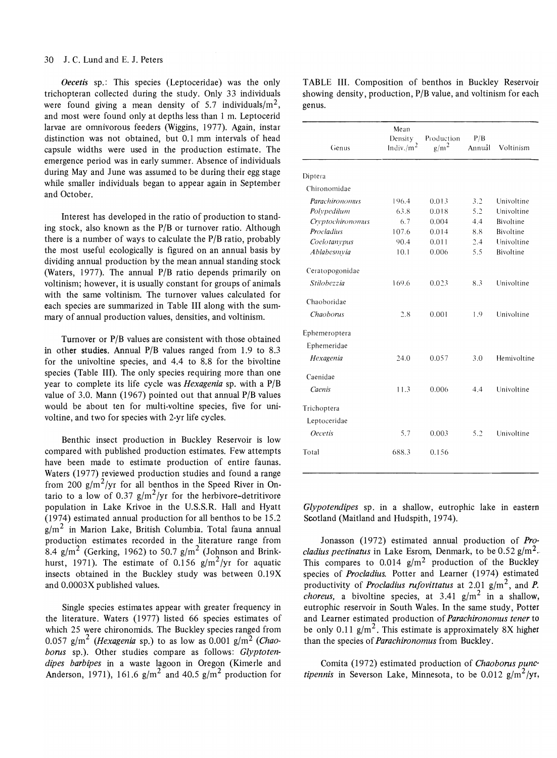*Oecetis* sp.: This species (Leptoceridae) was the only trichopteran collected during the study. Only 33 individuals were found giving a mean density of 5.7 individuals/m$^2$, and most were found only at depths less than 1 m. Leptocerid larvae are omnivorous feeders (Wiggins, 1977). Again, instar distinction was not obtained, but 0.1 mm intervals of head capsule widths were used in the production estimate. The emergence period was in early summer. Absence of individuals during May and June was assumed to be during their egg stage while smaller individuals began to appear again in September and October.

Interest has developed in the ratio of production to standing stock, also known as the P/B or turnover ratio. Although there is a number of ways to calculate the P/B ratio, probably the most useful ecologically is figured on an annual basis by dividing annual production by the mean annual standing stock (Waters, 1977). The annual P/B ratio depends primarily on voltinism; however, it is usually constant for groups of animals with the same voltinism. The turnover values calculated for each species are summarized in Table III along with the summary of annual production values, densities, and voltinism.

Turnover or P/B values are consistent with those obtained in other studies. Annual P/B values ranged from 1.9 to 8.3 for the univoltine species, and 4.4 to 8.8 for the bivoltine species (Table III). The only species requiring more than one year to complete its life cycle was *Hexagenia* sp. with a P/B value of 3.0. Mann (1967) pointed out that annual P/B values would be about ten for multi-voltine species, five for univoltine, and two for species with 2-yr life cycles.

Benthic insect production in Buckley Reservoir is low compared with published production estimates. Few attempts have been made to estimate production of entire faunas. Waters (1977) reviewed production studies and found a range from 200 g/m$^2$/yr for all benthos in the Speed River in Ontario to a low of 0.37 g/m$^2$/yr for the herbivore–detritivore population in Lake Krivoe in the U.S.S.R. Hall and Hyatt (1974) estimated annual production for all benthos to be 15.2 g/m$^2$ in Marion Lake, British Columbia. Total fauna annual production estimates recorded in the literature range from 8.4 g/m$^2$ (Gerking, 1962) to 50.7 g/m$^2$ (Johnson and Brinkhurst, 1971). The estimate of 0.156 g/m$^2$/yr for aquatic insects obtained in the Buckley study was between 0.19X and 0.0003X published values.

Single species estimates appear with greater frequency in the literature. Waters (1977) listed 66 species estimates of which 25 were chironomids. The Buckley species ranged from 0.057 g/m$^2$ (*Hexagenia* sp.) to as low as 0.001 g/m$^2$ (*Chaoborus* sp.). Other studies compare as follows: *Glyptotendipes barbipes* in a waste lagoon in Oregon (Kimerle and Anderson, 1971), 161.6 g/m$^2$ and 40.5 g/m$^2$ production for

TABLE III. Composition of benthos in Buckley Reservoir showing density, production, P/B value, and voltinism for each genus.

| Genus | Mean Density Indiv./m$^2$ | Production g/m$^2$ | P/B Annual | Voltinism |
|---|---|---|---|---|
| Diptera | | | | |
| Chironomidae | | | | |
| *Parachironomus* | 196.4 | 0.013 | 3.2 | Univoltine |
| *Polypedilum* | 63.8 | 0.018 | 5.2 | Univoltine |
| *Cryptochironomus* | 6.7 | 0.004 | 4.4 | Bivoltine |
| *Procladius* | 107.6 | 0.014 | 8.8 | Bivoltine |
| *Coelotanypus* | 90.4 | 0.011 | 2.4 | Univoltine |
| *Ablabesmyia* | 10.1 | 0.006 | 5.5 | Bivoltine |
| Ceratopogonidae | | | | |
| *Stilobezzia* | 169.6 | 0.023 | 8.3 | Univoltine |
| Chaoboridae | | | | |
| *Chaoborus* | 2.8 | 0.001 | 1.9 | Univoltine |
| Ephemeroptera | | | | |
| Ephemeridae | | | | |
| *Hexagenia* | 24.0 | 0.057 | 3.0 | Hemivoltine |
| Caenidae | | | | |
| *Caenis* | 11.3 | 0.006 | 4.4 | Univoltine |
| Trichoptera | | | | |
| Leptoceridae | | | | |
| *Oecetis* | 5.7 | 0.003 | 5.2 | Univoltine |
| Total | 688.3 | 0.156 | | |

*Glypotendipes* sp. in a shallow, eutrophic lake in eastern Scotland (Maitland and Hudspith, 1974).

Jonasson (1972) estimated annual production of *Procladius pectinatus* in Lake Esrom, Denmark, to be 0.52 g/m$^2$. This compares to 0.014 g/m$^2$ production of the Buckley species of *Procladius*. Potter and Learner (1974) estimated productivity of *Procladius rufovittatus* at 2.01 g/m$^2$, and *P. choreus*, a bivoltine species, at 3.41 g/m$^2$ in a shallow, eutrophic reservoir in South Wales. In the same study, Potter and Learner estimated production of *Parachironomus tener* to be only 0.11 g/m$^2$. This estimate is approximately 8X higher than the species of *Parachironomus* from Buckley.

Comita (1972) estimated production of *Chaoborus punctipennis* in Severson Lake, Minnesota, to be 0.012 g/m$^2$/yr,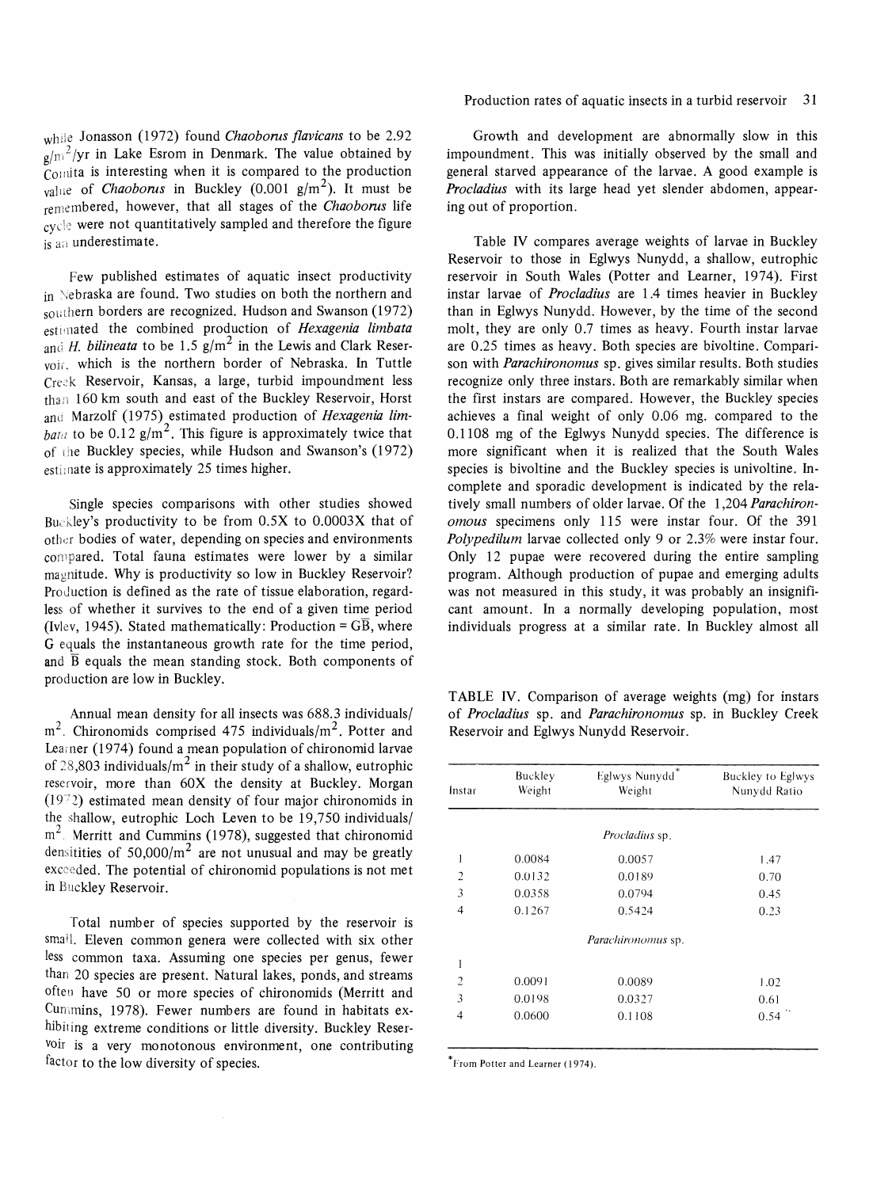while Jonasson (1972) found *Chaoborus flavicans* to be 2.92 $g/m^2/yr$ in Lake Esrom in Denmark. The value obtained by Comita is interesting when it is compared to the production value of *Chaoborus* in Buckley (0.001 $g/m^2$). It must be remembered, however, that all stages of the *Chaoborus* life cycle were not quantitatively sampled and therefore the figure is an underestimate.

Few published estimates of aquatic insect productivity in Nebraska are found. Two studies on both the northern and southern borders are recognized. Hudson and Swanson (1972) estimated the combined production of *Hexagenia limbata* and *H. bilineata* to be 1.5 $g/m^2$ in the Lewis and Clark Reservoir, which is the northern border of Nebraska. In Tuttle Creek Reservoir, Kansas, a large, turbid impoundment less than 160 km south and east of the Buckley Reservoir, Horst and Marzolf (1975) estimated production of *Hexagenia limbata* to be 0.12 $g/m^2$. This figure is approximately twice that of the Buckley species, while Hudson and Swanson's (1972) estimate is approximately 25 times higher.

Single species comparisons with other studies showed Buckley's productivity to be from 0.5X to 0.0003X that of other bodies of water, depending on species and environments compared. Total fauna estimates were lower by a similar magnitude. Why is productivity so low in Buckley Reservoir? Production is defined as the rate of tissue elaboration, regardless of whether it survives to the end of a given time period (Ivlev, 1945). Stated mathematically: Production = $G\overline{B}$, where G equals the instantaneous growth rate for the time period, and $\overline{B}$ equals the mean standing stock. Both components of production are low in Buckley.

Annual mean density for all insects was 688.3 individuals/$m^2$. Chironomids comprised 475 individuals/$m^2$. Potter and Learner (1974) found a mean population of chironomid larvae of 28,803 individuals/$m^2$ in their study of a shallow, eutrophic reservoir, more than 60X the density at Buckley. Morgan (1972) estimated mean density of four major chironomids in the shallow, eutrophic Loch Leven to be 19,750 individuals/$m^2$. Merritt and Cummins (1978), suggested that chironomid densitities of 50,000/$m^2$ are not unusual and may be greatly exceeded. The potential of chironomid populations is not met in Buckley Reservoir.

Total number of species supported by the reservoir is small. Eleven common genera were collected with six other less common taxa. Assuming one species per genus, fewer than 20 species are present. Natural lakes, ponds, and streams often have 50 or more species of chironomids (Merritt and Cummins, 1978). Fewer numbers are found in habitats exhibiting extreme conditions or little diversity. Buckley Reservoir is a very monotonous environment, one contributing factor to the low diversity of species.

Growth and development are abnormally slow in this impoundment. This was initially observed by the small and general starved appearance of the larvae. A good example is *Procladius* with its large head yet slender abdomen, appearing out of proportion.

Table IV compares average weights of larvae in Buckley Reservoir to those in Eglwys Nunydd, a shallow, eutrophic reservoir in South Wales (Potter and Learner, 1974). First instar larvae of *Procladius* are 1.4 times heavier in Buckley than in Eglwys Nunydd. However, by the time of the second molt, they are only 0.7 times as heavy. Fourth instar larvae are 0.25 times as heavy. Both species are bivoltine. Comparison with *Parachironomus* sp. gives similar results. Both studies recognize only three instars. Both are remarkably similar when the first instars are compared. However, the Buckley species achieves a final weight of only 0.06 mg. compared to the 0.1108 mg of the Eglwys Nunydd species. The difference is more significant when it is realized that the South Wales species is bivoltine and the Buckley species is univoltine. Incomplete and sporadic development is indicated by the relatively small numbers of older larvae. Of the 1,204 *Parachironomous* specimens only 115 were instar four. Of the 391 *Polypedilum* larvae collected only 9 or 2.3% were instar four. Only 12 pupae were recovered during the entire sampling program. Although production of pupae and emerging adults was not measured in this study, it was probably an insignificant amount. In a normally developing population, most individuals progress at a similar rate. In Buckley almost all

TABLE IV. Comparison of average weights (mg) for instars of *Procladius* sp. and *Parachironomus* sp. in Buckley Creek Reservoir and Eglwys Nunydd Reservoir.

| Instar | Buckley Weight | Eglwys Nunydd* Weight | Buckley to Eglwys Nunydd Ratio |
|---|---|---|---|
| | | *Procladius* sp. | |
| 1 | 0.0084 | 0.0057 | 1.47 |
| 2 | 0.0132 | 0.0189 | 0.70 |
| 3 | 0.0358 | 0.0794 | 0.45 |
| 4 | 0.1267 | 0.5424 | 0.23 |
| | | *Parachironomus* sp. | |
| 1 | | | |
| 2 | 0.0091 | 0.0089 | 1.02 |
| 3 | 0.0198 | 0.0327 | 0.61 |
| 4 | 0.0600 | 0.1108 | 0.54 |

*From Potter and Learner (1974).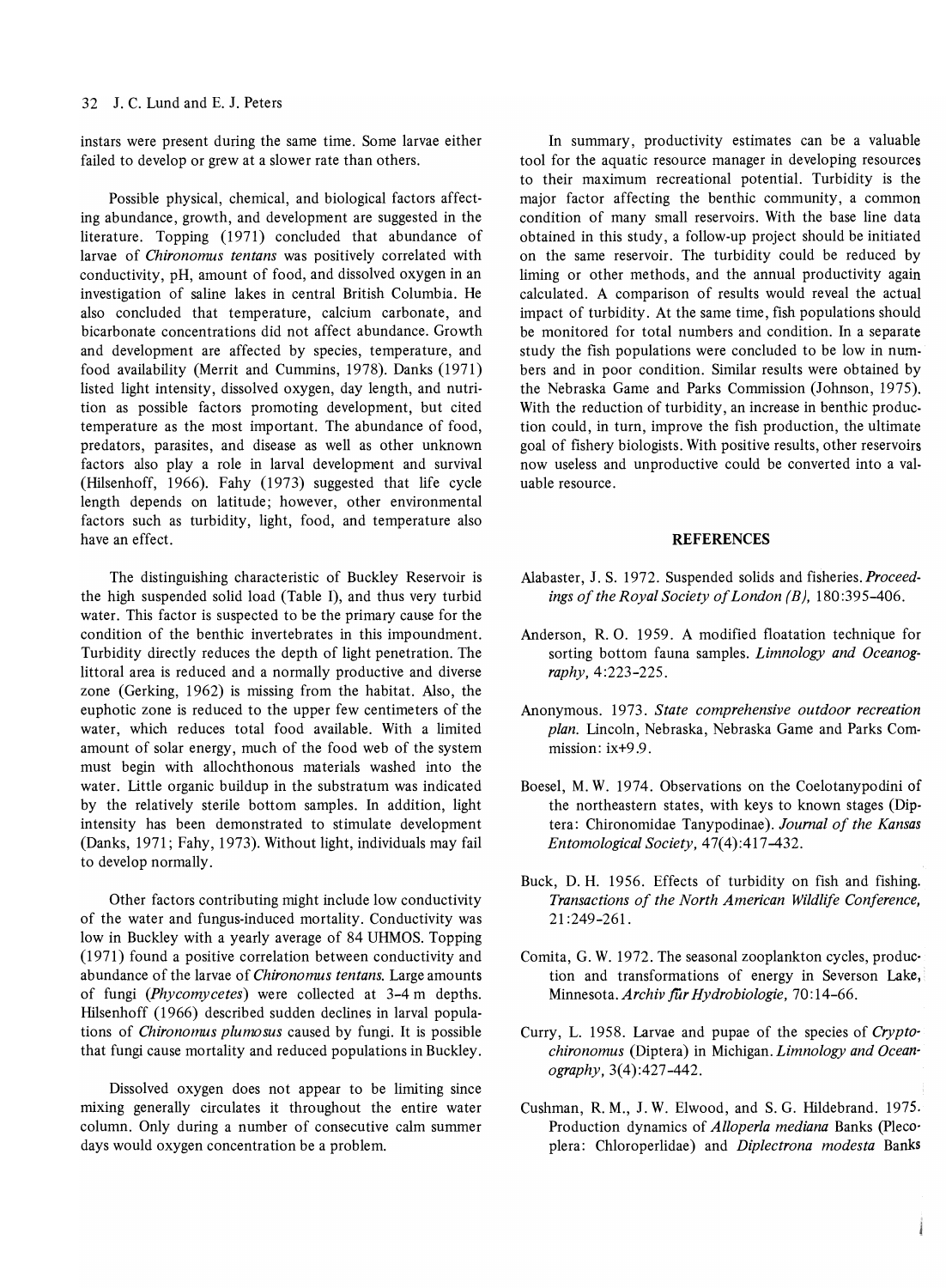instars were present during the same time. Some larvae either failed to develop or grew at a slower rate than others.

Possible physical, chemical, and biological factors affecting abundance, growth, and development are suggested in the literature. Topping (1971) concluded that abundance of larvae of *Chironomus tentans* was positively correlated with conductivity, pH, amount of food, and dissolved oxygen in an investigation of saline lakes in central British Columbia. He also concluded that temperature, calcium carbonate, and bicarbonate concentrations did not affect abundance. Growth and development are affected by species, temperature, and food availability (Merrit and Cummins, 1978). Danks (1971) listed light intensity, dissolved oxygen, day length, and nutrition as possible factors promoting development, but cited temperature as the most important. The abundance of food, predators, parasites, and disease as well as other unknown factors also play a role in larval development and survival (Hilsenhoff, 1966). Fahy (1973) suggested that life cycle length depends on latitude; however, other environmental factors such as turbidity, light, food, and temperature also have an effect.

The distinguishing characteristic of Buckley Reservoir is the high suspended solid load (Table I), and thus very turbid water. This factor is suspected to be the primary cause for the condition of the benthic invertebrates in this impoundment. Turbidity directly reduces the depth of light penetration. The littoral area is reduced and a normally productive and diverse zone (Gerking, 1962) is missing from the habitat. Also, the euphotic zone is reduced to the upper few centimeters of the water, which reduces total food available. With a limited amount of solar energy, much of the food web of the system must begin with allochthonous materials washed into the water. Little organic buildup in the substratum was indicated by the relatively sterile bottom samples. In addition, light intensity has been demonstrated to stimulate development (Danks, 1971; Fahy, 1973). Without light, individuals may fail to develop normally.

Other factors contributing might include low conductivity of the water and fungus-induced mortality. Conductivity was low in Buckley with a yearly average of 84 UHMOS. Topping (1971) found a positive correlation between conductivity and abundance of the larvae of *Chironomus tentans*. Large amounts of fungi (*Phycomycetes*) were collected at 3–4 m depths. Hilsenhoff (1966) described sudden declines in larval populations of *Chironomus plumosus* caused by fungi. It is possible that fungi cause mortality and reduced populations in Buckley.

Dissolved oxygen does not appear to be limiting since mixing generally circulates it throughout the entire water column. Only during a number of consecutive calm summer days would oxygen concentration be a problem.

In summary, productivity estimates can be a valuable tool for the aquatic resource manager in developing resources to their maximum recreational potential. Turbidity is the major factor affecting the benthic community, a common condition of many small reservoirs. With the base line data obtained in this study, a follow-up project should be initiated on the same reservoir. The turbidity could be reduced by liming or other methods, and the annual productivity again calculated. A comparison of results would reveal the actual impact of turbidity. At the same time, fish populations should be monitored for total numbers and condition. In a separate study the fish populations were concluded to be low in numbers and in poor condition. Similar results were obtained by the Nebraska Game and Parks Commission (Johnson, 1975). With the reduction of turbidity, an increase in benthic production could, in turn, improve the fish production, the ultimate goal of fishery biologists. With positive results, other reservoirs now useless and unproductive could be converted into a valuable resource.

## REFERENCES

Alabaster, J. S. 1972. Suspended solids and fisheries. *Proceedings of the Royal Society of London (B)*, 180:395–406.

Anderson, R. O. 1959. A modified floatation technique for sorting bottom fauna samples. *Limnology and Oceanography*, 4:223–225.

Anonymous. 1973. *State comprehensive outdoor recreation plan*. Lincoln, Nebraska, Nebraska Game and Parks Commission: ix+9.9.

Boesel, M. W. 1974. Observations on the Coelotanypodini of the northeastern states, with keys to known stages (Diptera: Chironomidae Tanypodinae). *Journal of the Kansas Entomological Society*, 47(4):417–432.

Buck, D. H. 1956. Effects of turbidity on fish and fishing. *Transactions of the North American Wildlife Conference*, 21:249–261.

Comita, G. W. 1972. The seasonal zooplankton cycles, production and transformations of energy in Severson Lake, Minnesota. *Archiv für Hydrobiologie*, 70:14–66.

Curry, L. 1958. Larvae and pupae of the species of *Cryptochironomus* (Diptera) in Michigan. *Limnology and Oceanography*, 3(4):427–442.

Cushman, R. M., J. W. Elwood, and S. G. Hildebrand. 1975. Production dynamics of *Alloperla mediana* Banks (Plecoptera: Chloroperlidae) and *Diplectrona modesta* Banks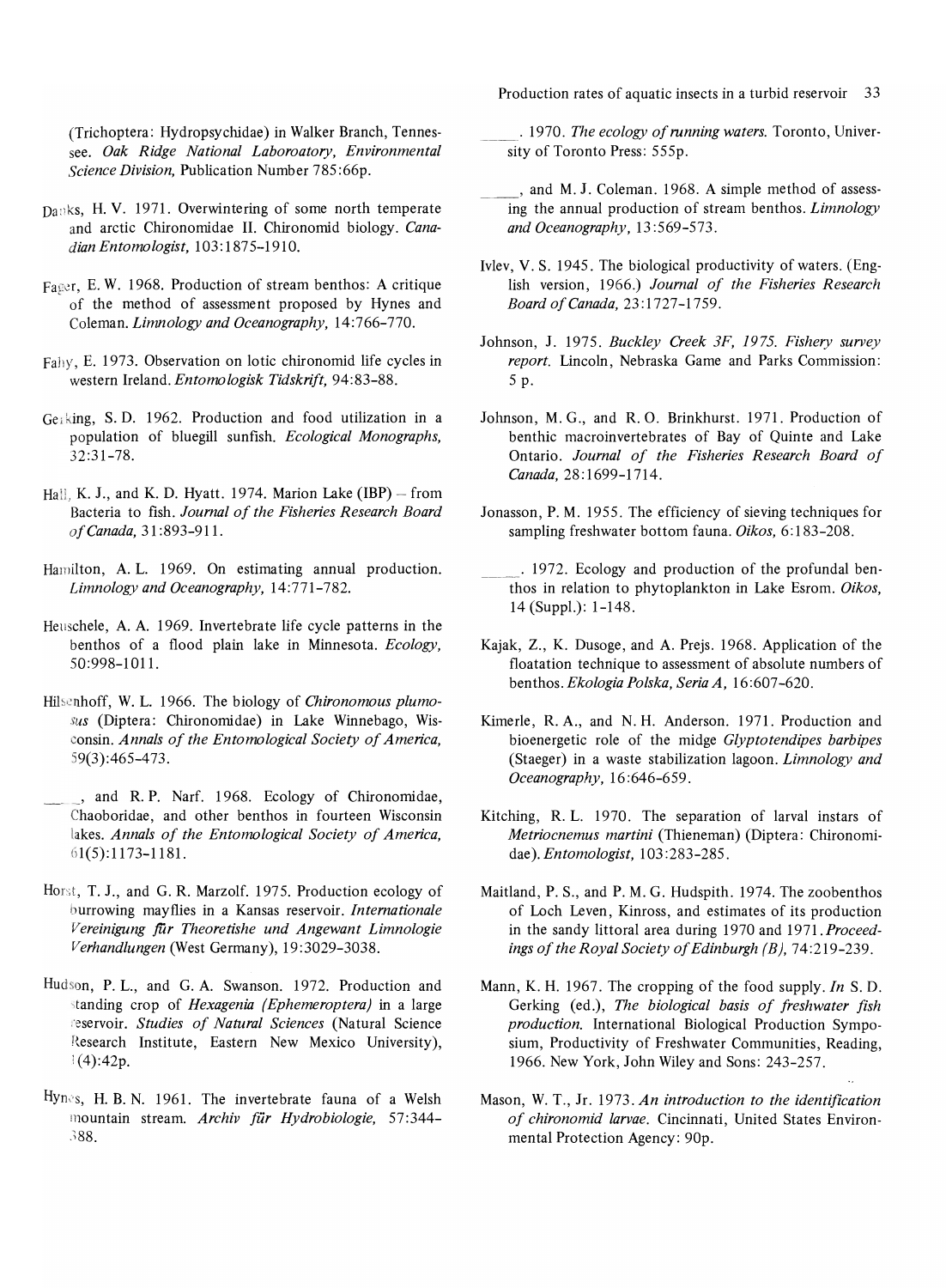(Trichoptera: Hydropsychidae) in Walker Branch, Tennessee. *Oak Ridge National Laboratory, Environmental Science Division,* Publication Number 785:66p.

Danks, H. V. 1971. Overwintering of some north temperate and arctic Chironomidae II. Chironomid biology. *Canadian Entomologist,* 103:1875-1910.

Fager, E. W. 1968. Production of stream benthos: A critique of the method of assessment proposed by Hynes and Coleman. *Limnology and Oceanography,* 14:766-770.

Fahy, E. 1973. Observation on lotic chironomid life cycles in western Ireland. *Entomologisk Tidskrift,* 94:83-88.

Gerking, S. D. 1962. Production and food utilization in a population of bluegill sunfish. *Ecological Monographs,* 32:31-78.

Hall, K. J., and K. D. Hyatt. 1974. Marion Lake (IBP) – from Bacteria to fish. *Journal of the Fisheries Research Board of Canada,* 31:893-911.

Hamilton, A. L. 1969. On estimating annual production. *Limnology and Oceanography,* 14:771-782.

Heuschele, A. A. 1969. Invertebrate life cycle patterns in the benthos of a flood plain lake in Minnesota. *Ecology,* 50:998-1011.

Hilsenhoff, W. L. 1966. The biology of *Chironomous plumosus* (Diptera: Chironomidae) in Lake Winnebago, Wisconsin. *Annals of the Entomological Society of America,* 59(3):465-473.

\_\_\_\_\_, and R. P. Narf. 1968. Ecology of Chironomidae, Chaoboridae, and other benthos in fourteen Wisconsin lakes. *Annals of the Entomological Society of America,* 61(5):1173-1181.

Horst, T. J., and G. R. Marzolf. 1975. Production ecology of burrowing mayflies in a Kansas reservoir. *Internationale Vereinigung für Theoretishe und Angewant Limnologie Verhandlungen* (West Germany), 19:3029-3038.

Hudson, P. L., and G. A. Swanson. 1972. Production and standing crop of *Hexagenia (Epheneroptera)* in a large reservoir. *Studies of Natural Sciences* (Natural Science Research Institute, Eastern New Mexico University), 1(4):42p.

Hynes, H. B. N. 1961. The invertebrate fauna of a Welsh mountain stream. *Archiv für Hydrobiologie,* 57:344-388.

\_\_\_\_\_. 1970. *The ecology of running waters.* Toronto, University of Toronto Press: 555p.

\_\_\_\_\_, and M. J. Coleman. 1968. A simple method of assessing the annual production of stream benthos. *Limnology and Oceanography,* 13:569-573.

Ivlev, V. S. 1945. The biological productivity of waters. (English version, 1966.) *Journal of the Fisheries Research Board of Canada,* 23:1727-1759.

Johnson, J. 1975. *Buckley Creek 3F, 1975. Fishery survey report.* Lincoln, Nebraska Game and Parks Commission: 5 p.

Johnson, M. G., and R. O. Brinkhurst. 1971. Production of benthic macroinvertebrates of Bay of Quinte and Lake Ontario. *Journal of the Fisheries Research Board of Canada,* 28:1699-1714.

Jonasson, P. M. 1955. The efficiency of sieving techniques for sampling freshwater bottom fauna. *Oikos,* 6:183-208.

\_\_\_\_\_. 1972. Ecology and production of the profundal benthos in relation to phytoplankton in Lake Esrom. *Oikos,* 14 (Suppl.): 1-148.

Kajak, Z., K. Dusoge, and A. Prejs. 1968. Application of the floatation technique to assessment of absolute numbers of benthos. *Ekologia Polska, Seria A,* 16:607-620.

Kimerle, R. A., and N. H. Anderson. 1971. Production and bioenergetic role of the midge *Glyptotendipes barbipes* (Staeger) in a waste stabilization lagoon. *Limnology and Oceanography,* 16:646-659.

Kitching, R. L. 1970. The separation of larval instars of *Metriocnemus martini* (Thieneman) (Diptera: Chironomidae). *Entomologist,* 103:283-285.

Maitland, P. S., and P. M. G. Hudspith. 1974. The zoobenthos of Loch Leven, Kinross, and estimates of its production in the sandy littoral area during 1970 and 1971. *Proceedings of the Royal Society of Edinburgh (B),* 74:219-239.

Mann, K. H. 1967. The cropping of the food supply. *In* S. D. Gerking (ed.), *The biological basis of freshwater fish production.* International Biological Production Symposium, Productivity of Freshwater Communities, Reading, 1966. New York, John Wiley and Sons: 243-257.

Mason, W. T., Jr. 1973. *An introduction to the identification of chironomid larvae.* Cincinnati, United States Environmental Protection Agency: 90p.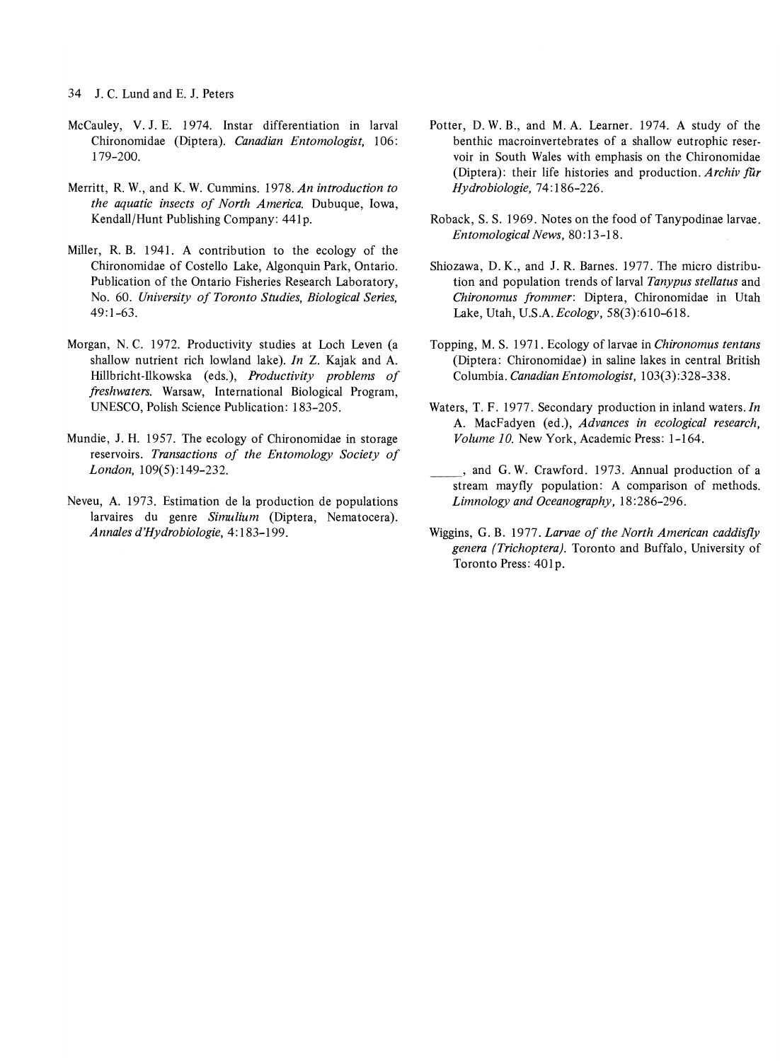McCauley, V. J. E. 1974. Instar differentiation in larval Chironomidae (Diptera). *Canadian Entomologist,* 106: 179-200.

Merritt, R. W., and K. W. Cummins. 1978. *An introduction to the aquatic insects of North America.* Dubuque, Iowa, Kendall/Hunt Publishing Company: 441p.

Miller, R. B. 1941. A contribution to the ecology of the Chironomidae of Costello Lake, Algonquin Park, Ontario. Publication of the Ontario Fisheries Research Laboratory, No. 60. *University of Toronto Studies, Biological Series,* 49:1-63.

Morgan, N. C. 1972. Productivity studies at Loch Leven (a shallow nutrient rich lowland lake). *In* Z. Kajak and A. Hillbricht-Ilkowska (eds.), *Productivity problems of freshwaters.* Warsaw, International Biological Program, UNESCO, Polish Science Publication: 183-205.

Mundie, J. H. 1957. The ecology of Chironomidae in storage reservoirs. *Transactions of the Entomology Society of London,* 109(5):149-232.

Neveu, A. 1973. Estimation de la production de populations larvaires du genre *Simulium* (Diptera, Nematocera). *Annales d'Hydrobiologie,* 4:183-199.

Potter, D. W. B., and M. A. Learner. 1974. A study of the benthic macroinvertebrates of a shallow eutrophic reservoir in South Wales with emphasis on the Chironomidae (Diptera): their life histories and production. *Archiv für Hydrobiologie,* 74:186-226.

Roback, S. S. 1969. Notes on the food of Tanypodinae larvae. *Entomological News,* 80:13-18.

Shiozawa, D. K., and J. R. Barnes. 1977. The micro distribution and population trends of larval *Tanypus stellatus* and *Chironomus frommer*: Diptera, Chironomidae in Utah Lake, Utah, U.S.A. *Ecology,* 58(3):610-618.

Topping, M. S. 1971. Ecology of larvae in *Chironomus tentans* (Diptera: Chironomidae) in saline lakes in central British Columbia. *Canadian Entomologist,* 103(3):328-338.

Waters, T. F. 1977. Secondary production in inland waters. *In* A. MacFadyen (ed.), *Advances in ecological research, Volume 10.* New York, Academic Press: 1-164.

_____, and G. W. Crawford. 1973. Annual production of a stream mayfly population: A comparison of methods. *Limnology and Oceanography,* 18:286-296.

Wiggins, G. B. 1977. *Larvae of the North American caddisfly genera (Trichoptera).* Toronto and Buffalo, University of Toronto Press: 401p.